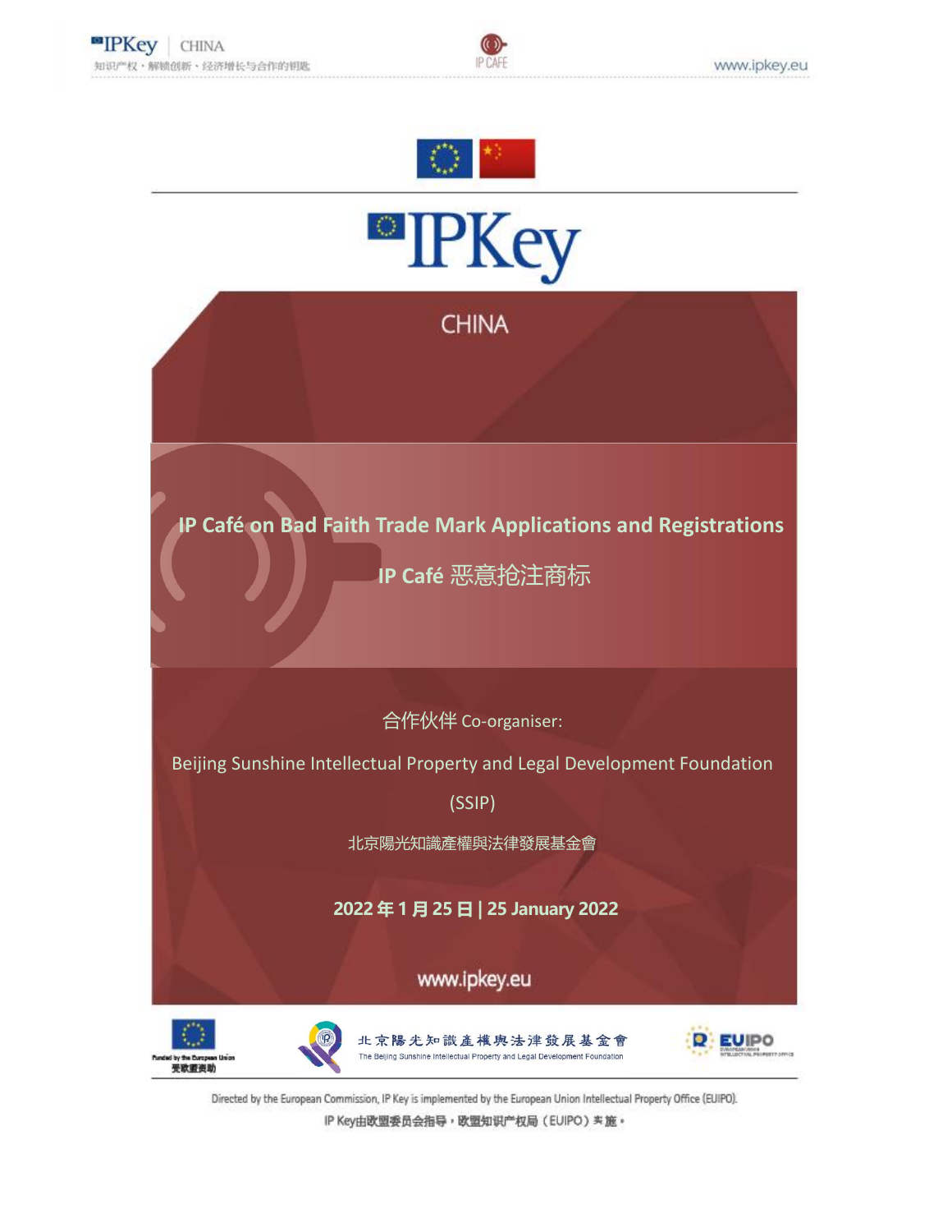# IPKey

CHINA

## IP Café on Bad Faith Trade Mark Applications and Registrations

## IP Café 恶意抢注商标

合作伙伴 Co-organiser:

Beijing Sunshine Intellectual Property and Legal Development Foundation (SSIP)

北京陽光知識產權與法律發展基金會

**2022 年 1 月 25 日 | 25 January 2022**

www.ipkey.eu

Funded by the European Union
受欧盟资助

北京陽光知識產權與法律發展基金會
The Beijing Sunshine Intellectual Property and Legal Development Foundation

EUIPO

Directed by the European Commission, IP Key is implemented by the European Union Intellectual Property Office (EUIPO).
IP Key由欧盟委员会指导，欧盟知识产权局（EUIPO）实施。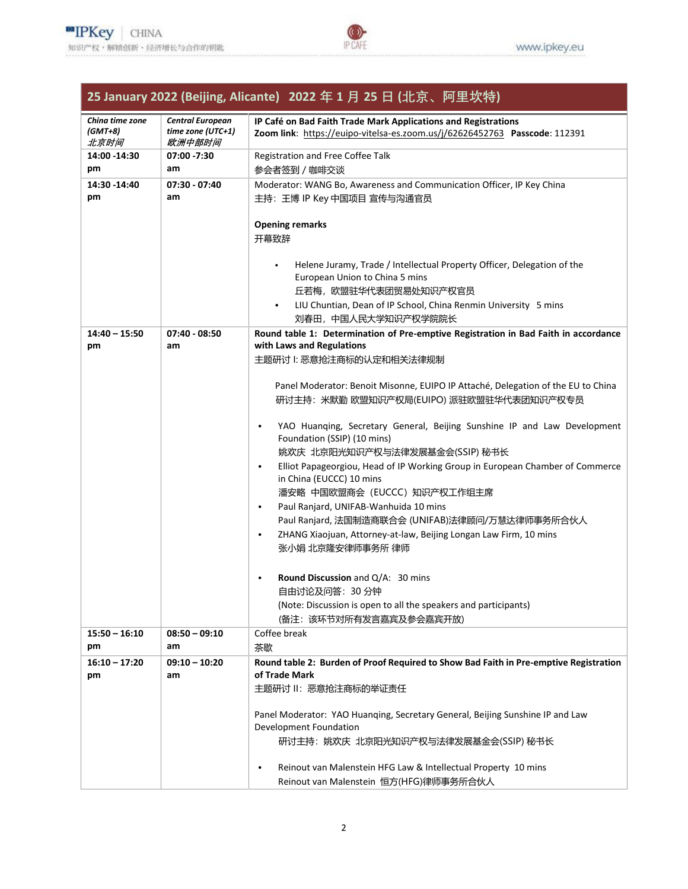| 25 January 2022 (Beijing, Alicante) 2022 年 1 月 25 日 (北京、阿里坎特) | | |
|---|---|---|
| ***China time zone (GMT+8)*** *北京时间* | ***Central European time zone (UTC+1)*** *欧洲中部时间* | **IP Café on Bad Faith Trade Mark Applications and Registrations**<br>**Zoom link**: https://euipo-vitelsa-es.zoom.us/j/62626452763 **Passcode**: 112391 |
| **14:00 -14:30 pm** | **07:00 -7:30 am** | Registration and Free Coffee Talk<br>参会者签到 / 咖啡交谈 |
| **14:30 -14:40 pm** | **07:30 - 07:40 am** | Moderator: WANG Bo, Awareness and Communication Officer, IP Key China<br>主持：王博 IP Key 中国项目 宣传与沟通官员<br><br>**Opening remarks**<br>开幕致辞<br><br>• Helene Juramy, Trade / Intellectual Property Officer, Delegation of the European Union to China 5 mins<br>丘若梅，欧盟驻华代表团贸易处知识产权官员<br>• LIU Chuntian, Dean of IP School, China Renmin University 5 mins<br>刘春田，中国人民大学知识产权学院院长 |
| **14:40 – 15:50 pm** | **07:40 - 08:50 am** | **Round table 1: Determination of Pre-emptive Registration in Bad Faith in accordance with Laws and Regulations**<br>主题研讨 I: 恶意抢注商标的认定和相关法律规制<br><br>Panel Moderator: Benoit Misonne, EUIPO IP Attaché, Delegation of the EU to China<br>研讨主持：米默勤 欧盟知识产权局(EUIPO) 派驻欧盟驻华代表团知识产权专员<br><br>• YAO Huanqing, Secretary General, Beijing Sunshine IP and Law Development Foundation (SSIP) (10 mins)<br>姚欢庆 北京阳光知识产权与法律发展基金会(SSIP) 秘书长<br>• Elliot Papageorgiou, Head of IP Working Group in European Chamber of Commerce in China (EUCCC) 10 mins<br>潘安略 中国欧盟商会（EUCCC）知识产权工作组主席<br>• Paul Ranjard, UNIFAB-Wanhuida 10 mins<br>Paul Ranjard, 法国制造商联合会 (UNIFAB)法律顾问/万慧达律师事务所合伙人<br>• ZHANG Xiaojuan, Attorney-at-law, Beijing Longan Law Firm, 10 mins<br>张小娟 北京隆安律师事务所 律师<br><br>• **Round Discussion** and Q/A: 30 mins<br>自由讨论及问答：30 分钟<br>(Note: Discussion is open to all the speakers and participants)<br>(备注：该环节对所有发言嘉宾及参会嘉宾开放) |
| **15:50 – 16:10 pm** | **08:50 – 09:10 am** | Coffee break<br>茶歇 |
| **16:10 – 17:20 pm** | **09:10 – 10:20 am** | **Round table 2: Burden of Proof Required to Show Bad Faith in Pre-emptive Registration of Trade Mark**<br>主题研讨 II：恶意抢注商标的举证责任<br><br>Panel Moderator: YAO Huanqing, Secretary General, Beijing Sunshine IP and Law Development Foundation<br>研讨主持：姚欢庆 北京阳光知识产权与法律发展基金会(SSIP) 秘书长<br><br>• Reinout van Malenstein HFG Law & Intellectual Property 10 mins<br>Reinout van Malenstein 恒方(HFG)律师事务所合伙人 |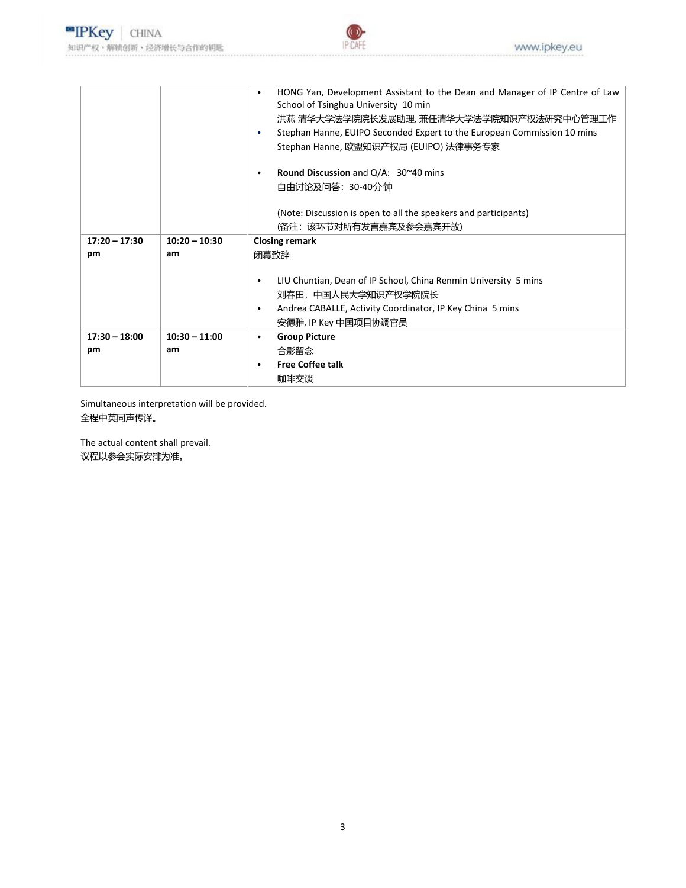| | | |
|---|---|---|
| | | • HONG Yan, Development Assistant to the Dean and Manager of IP Centre of Law School of Tsinghua University 10 min<br>洪燕 清华大学法学院院长发展助理, 兼任清华大学法学院知识产权法研究中心管理工作<br>• Stephan Hanne, EUIPO Seconded Expert to the European Commission 10 mins<br>Stephan Hanne, 欧盟知识产权局 (EUIPO) 法律事务专家<br><br>• **Round Discussion** and Q/A: 30~40 mins<br>自由讨论及问答：30-40分钟<br><br>(Note: Discussion is open to all the speakers and participants)<br>(备注：该环节对所有发言嘉宾及参会嘉宾开放) |
| **17:20 – 17:30 pm** | **10:20 – 10:30 am** | **Closing remark**<br>闭幕致辞<br><br>• LIU Chuntian, Dean of IP School, China Renmin University 5 mins<br>刘春田，中国人民大学知识产权学院院长<br>• Andrea CABALLE, Activity Coordinator, IP Key China 5 mins<br>安德雅, IP Key 中国项目协调官员 |
| **17:30 – 18:00 pm** | **10:30 – 11:00 am** | • **Group Picture**<br>合影留念<br>• **Free Coffee talk**<br>咖啡交谈 |

Simultaneous interpretation will be provided.
全程中英同声传译。

The actual content shall prevail.
议程以参会实际安排为准。